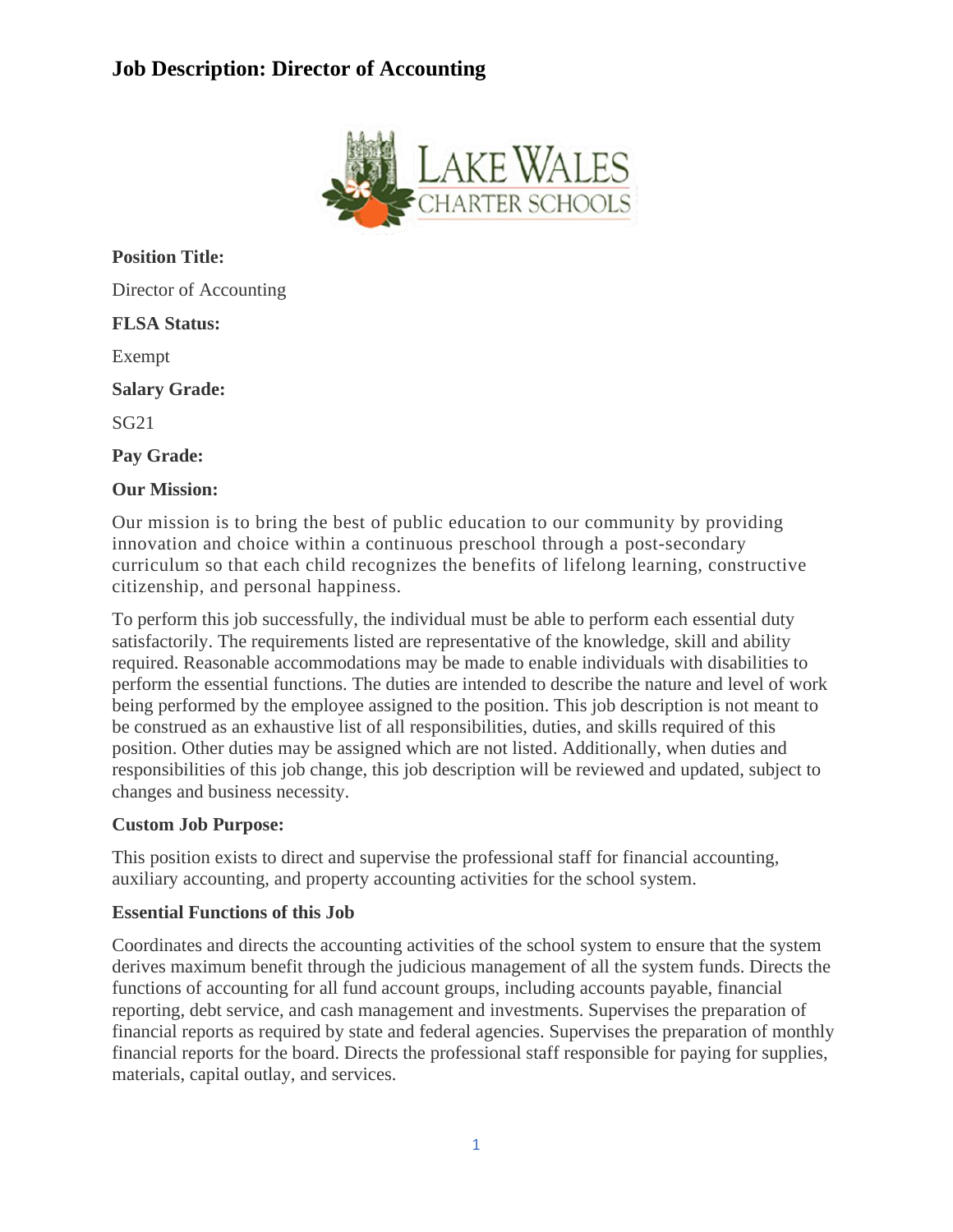# Job Description: Director of Accounting

**Position Title:**

Director of Accounting

**FLSA Status:**

Exempt

**Salary Grade:**

SG21

**Pay Grade:**

**Our Mission:**

Our mission is to bring the best of public education to our community by providing innovation and choice within a continuous preschool through a post-secondary curriculum so that each child recognizes the benefits of lifelong learning, constructive citizenship, and personal happiness.

To perform this job successfully, the individual must be able to perform each essential duty satisfactorily. The requirements listed are representative of the knowledge, skill and ability required. Reasonable accommodations may be made to enable individuals with disabilities to perform the essential functions. The duties are intended to describe the nature and level of work being performed by the employee assigned to the position. This job description is not meant to be construed as an exhaustive list of all responsibilities, duties, and skills required of this position. Other duties may be assigned which are not listed. Additionally, when duties and responsibilities of this job change, this job description will be reviewed and updated, subject to changes and business necessity.

**Custom Job Purpose:**

This position exists to direct and supervise the professional staff for financial accounting, auxiliary accounting, and property accounting activities for the school system.

**Essential Functions of this Job**

Coordinates and directs the accounting activities of the school system to ensure that the system derives maximum benefit through the judicious management of all the system funds. Directs the functions of accounting for all fund account groups, including accounts payable, financial reporting, debt service, and cash management and investments. Supervises the preparation of financial reports as required by state and federal agencies. Supervises the preparation of monthly financial reports for the board. Directs the professional staff responsible for paying for supplies, materials, capital outlay, and services.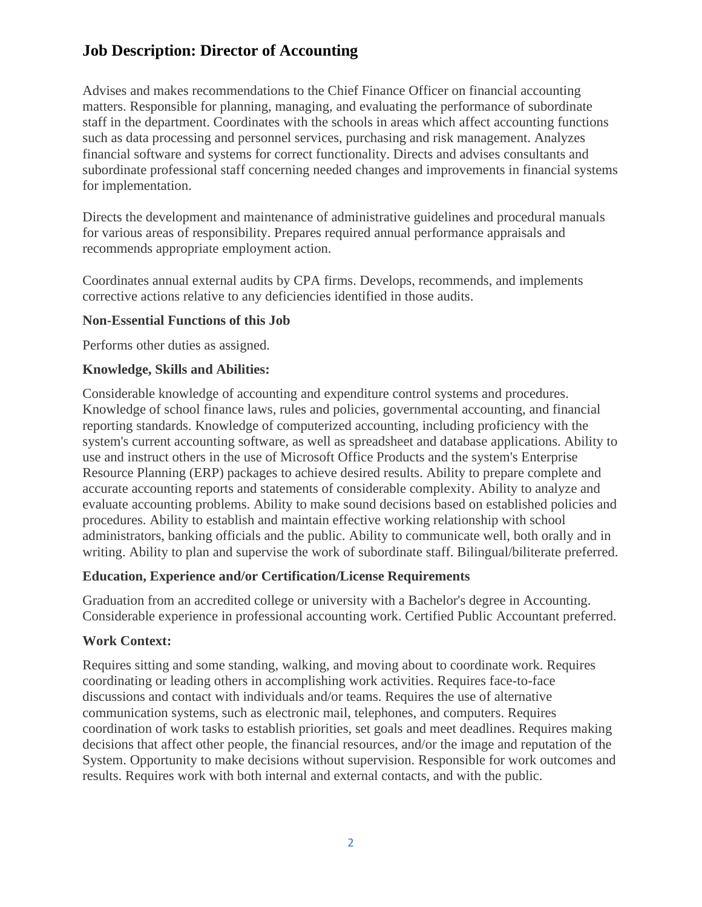# Job Description: Director of Accounting

Advises and makes recommendations to the Chief Finance Officer on financial accounting matters. Responsible for planning, managing, and evaluating the performance of subordinate staff in the department. Coordinates with the schools in areas which affect accounting functions such as data processing and personnel services, purchasing and risk management. Analyzes financial software and systems for correct functionality. Directs and advises consultants and subordinate professional staff concerning needed changes and improvements in financial systems for implementation.

Directs the development and maintenance of administrative guidelines and procedural manuals for various areas of responsibility. Prepares required annual performance appraisals and recommends appropriate employment action.

Coordinates annual external audits by CPA firms. Develops, recommends, and implements corrective actions relative to any deficiencies identified in those audits.

**Non-Essential Functions of this Job**

Performs other duties as assigned.

**Knowledge, Skills and Abilities:**

Considerable knowledge of accounting and expenditure control systems and procedures. Knowledge of school finance laws, rules and policies, governmental accounting, and financial reporting standards. Knowledge of computerized accounting, including proficiency with the system's current accounting software, as well as spreadsheet and database applications. Ability to use and instruct others in the use of Microsoft Office Products and the system's Enterprise Resource Planning (ERP) packages to achieve desired results. Ability to prepare complete and accurate accounting reports and statements of considerable complexity. Ability to analyze and evaluate accounting problems. Ability to make sound decisions based on established policies and procedures. Ability to establish and maintain effective working relationship with school administrators, banking officials and the public. Ability to communicate well, both orally and in writing. Ability to plan and supervise the work of subordinate staff. Bilingual/biliterate preferred.

**Education, Experience and/or Certification/License Requirements**

Graduation from an accredited college or university with a Bachelor's degree in Accounting. Considerable experience in professional accounting work. Certified Public Accountant preferred.

**Work Context:**

Requires sitting and some standing, walking, and moving about to coordinate work. Requires coordinating or leading others in accomplishing work activities. Requires face-to-face discussions and contact with individuals and/or teams. Requires the use of alternative communication systems, such as electronic mail, telephones, and computers. Requires coordination of work tasks to establish priorities, set goals and meet deadlines. Requires making decisions that affect other people, the financial resources, and/or the image and reputation of the System. Opportunity to make decisions without supervision. Responsible for work outcomes and results. Requires work with both internal and external contacts, and with the public.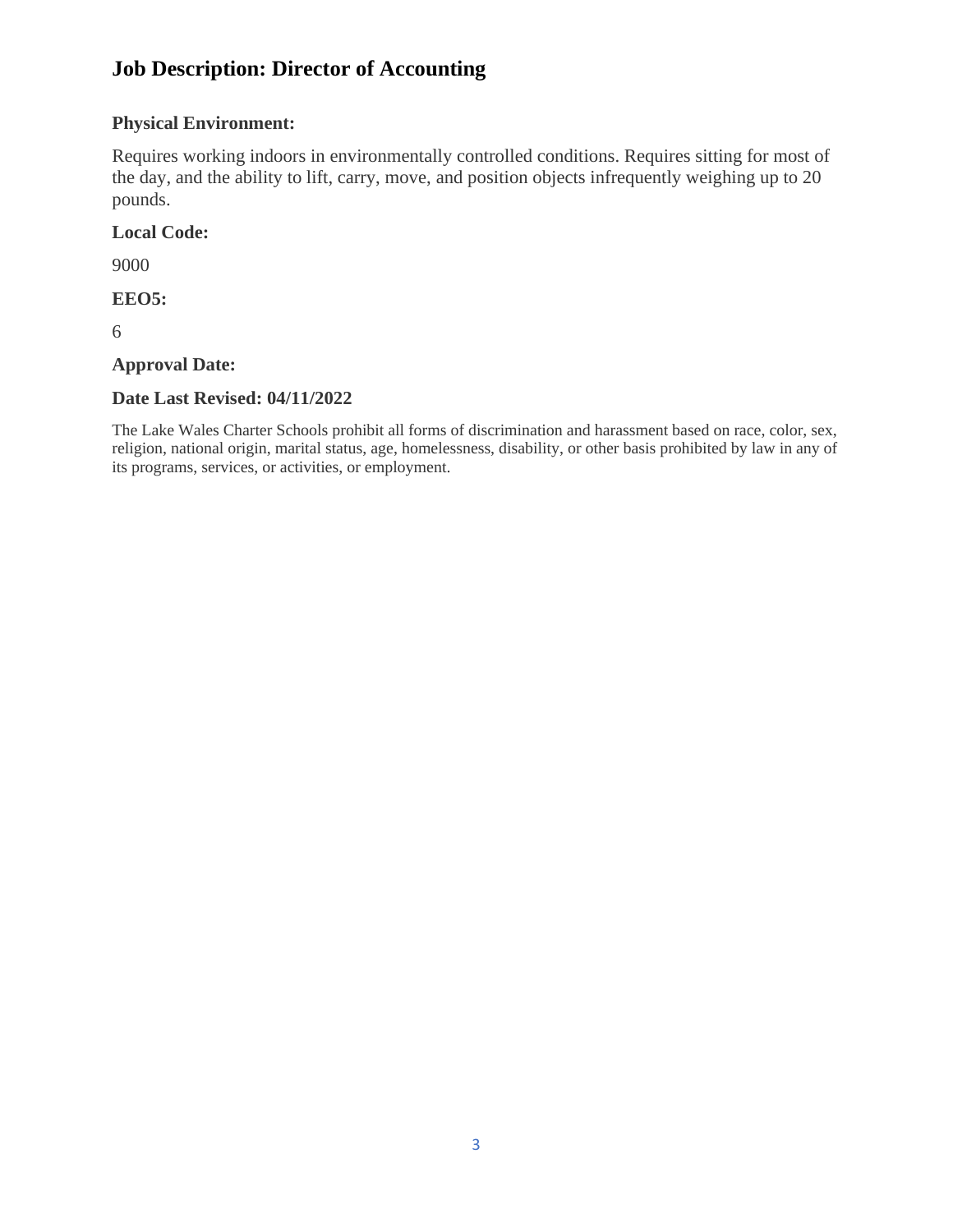# Job Description: Director of Accounting

### Physical Environment:

Requires working indoors in environmentally controlled conditions. Requires sitting for most of the day, and the ability to lift, carry, move, and position objects infrequently weighing up to 20 pounds.

### Local Code:

9000

### EEO5:

6

### Approval Date:

### Date Last Revised: 04/11/2022

The Lake Wales Charter Schools prohibit all forms of discrimination and harassment based on race, color, sex, religion, national origin, marital status, age, homelessness, disability, or other basis prohibited by law in any of its programs, services, or activities, or employment.